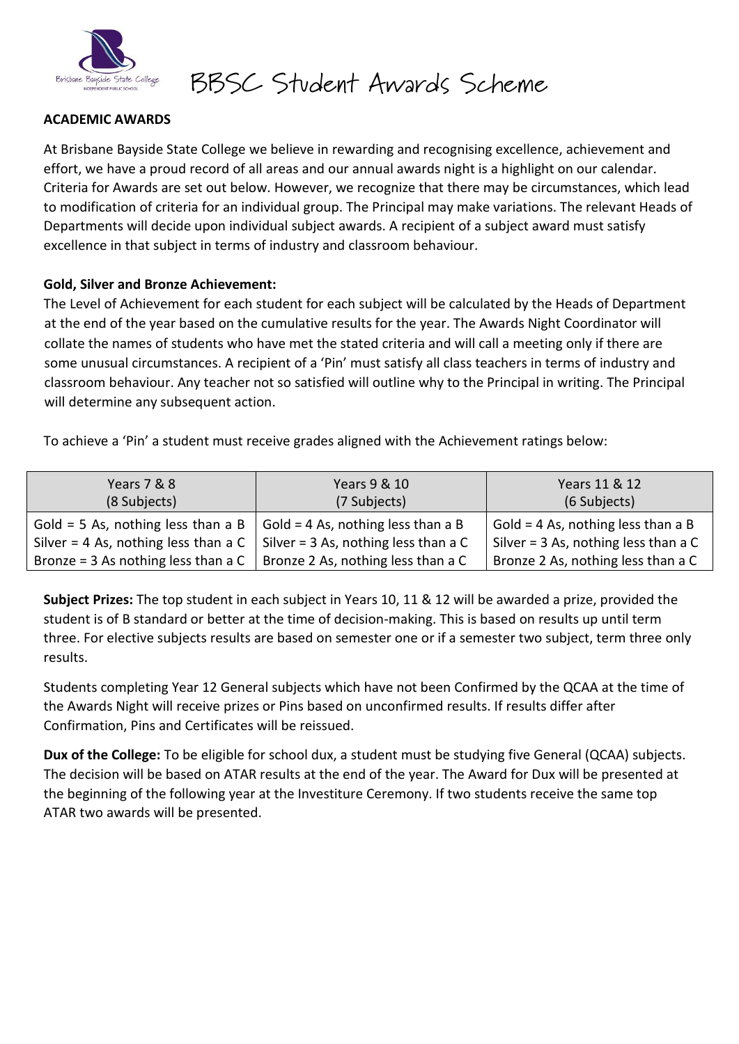# BBSC Student Awards Scheme

## ACADEMIC AWARDS

At Brisbane Bayside State College we believe in rewarding and recognising excellence, achievement and effort, we have a proud record of all areas and our annual awards night is a highlight on our calendar. Criteria for Awards are set out below. However, we recognize that there may be circumstances, which lead to modification of criteria for an individual group. The Principal may make variations. The relevant Heads of Departments will decide upon individual subject awards. A recipient of a subject award must satisfy excellence in that subject in terms of industry and classroom behaviour.

### Gold, Silver and Bronze Achievement:

The Level of Achievement for each student for each subject will be calculated by the Heads of Department at the end of the year based on the cumulative results for the year. The Awards Night Coordinator will collate the names of students who have met the stated criteria and will call a meeting only if there are some unusual circumstances. A recipient of a 'Pin' must satisfy all class teachers in terms of industry and classroom behaviour. Any teacher not so satisfied will outline why to the Principal in writing. The Principal will determine any subsequent action.

To achieve a 'Pin' a student must receive grades aligned with the Achievement ratings below:

| Years 7 & 8 (8 Subjects) | Years 9 & 10 (7 Subjects) | Years 11 & 12 (6 Subjects) |
|---|---|---|
| Gold = 5 As, nothing less than a B<br>Silver = 4 As, nothing less than a C<br>Bronze = 3 As nothing less than a C | Gold = 4 As, nothing less than a B<br>Silver = 3 As, nothing less than a C<br>Bronze 2 As, nothing less than a C | Gold = 4 As, nothing less than a B<br>Silver = 3 As, nothing less than a C<br>Bronze 2 As, nothing less than a C |

**Subject Prizes:** The top student in each subject in Years 10, 11 & 12 will be awarded a prize, provided the student is of B standard or better at the time of decision-making. This is based on results up until term three. For elective subjects results are based on semester one or if a semester two subject, term three only results.

Students completing Year 12 General subjects which have not been Confirmed by the QCAA at the time of the Awards Night will receive prizes or Pins based on unconfirmed results. If results differ after Confirmation, Pins and Certificates will be reissued.

**Dux of the College:** To be eligible for school dux, a student must be studying five General (QCAA) subjects. The decision will be based on ATAR results at the end of the year. The Award for Dux will be presented at the beginning of the following year at the Investiture Ceremony. If two students receive the same top ATAR two awards will be presented.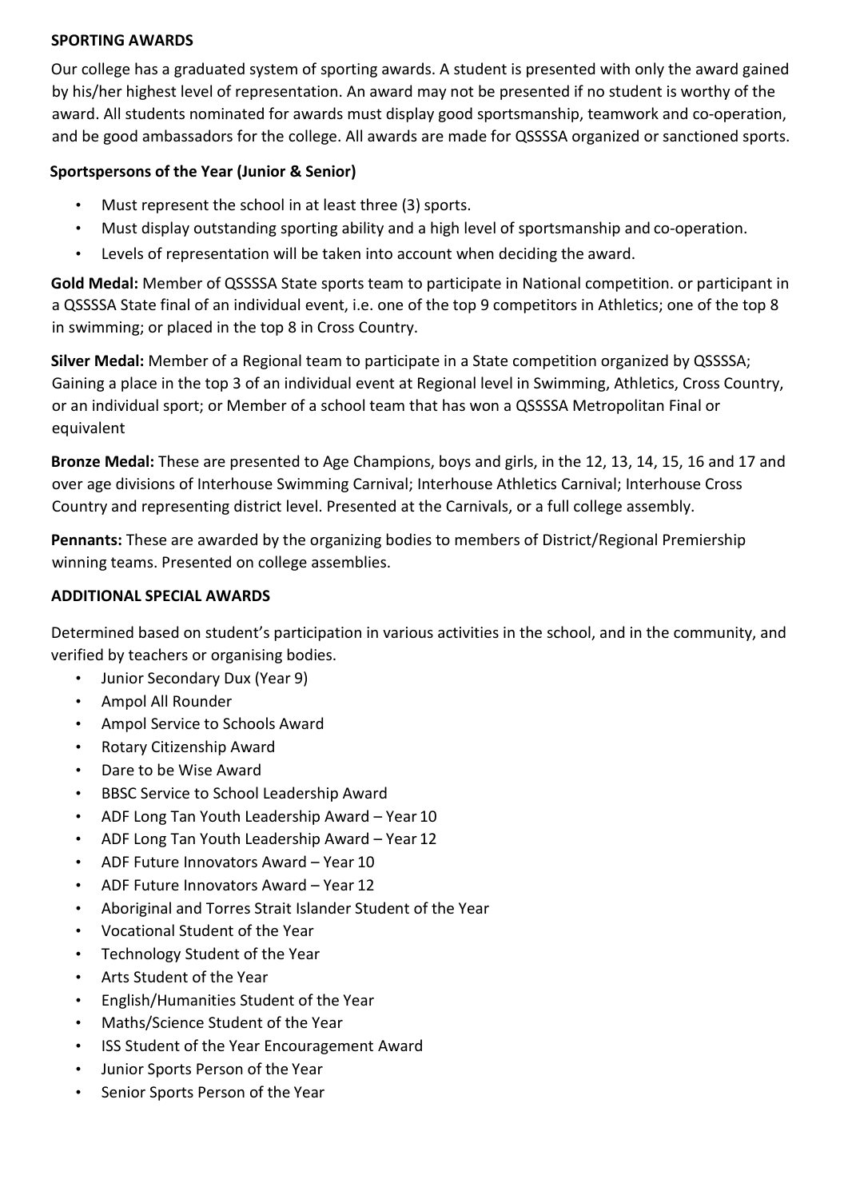## SPORTING AWARDS

Our college has a graduated system of sporting awards. A student is presented with only the award gained by his/her highest level of representation. An award may not be presented if no student is worthy of the award. All students nominated for awards must display good sportsmanship, teamwork and co-operation, and be good ambassadors for the college. All awards are made for QSSSSA organized or sanctioned sports.

### Sportspersons of the Year (Junior & Senior)

- Must represent the school in at least three (3) sports.
- Must display outstanding sporting ability and a high level of sportsmanship and co-operation.
- Levels of representation will be taken into account when deciding the award.

**Gold Medal:** Member of QSSSSA State sports team to participate in National competition. or participant in a QSSSSA State final of an individual event, i.e. one of the top 9 competitors in Athletics; one of the top 8 in swimming; or placed in the top 8 in Cross Country.

**Silver Medal:** Member of a Regional team to participate in a State competition organized by QSSSSA; Gaining a place in the top 3 of an individual event at Regional level in Swimming, Athletics, Cross Country, or an individual sport; or Member of a school team that has won a QSSSSA Metropolitan Final or equivalent

**Bronze Medal:** These are presented to Age Champions, boys and girls, in the 12, 13, 14, 15, 16 and 17 and over age divisions of Interhouse Swimming Carnival; Interhouse Athletics Carnival; Interhouse Cross Country and representing district level. Presented at the Carnivals, or a full college assembly.

**Pennants:** These are awarded by the organizing bodies to members of District/Regional Premiership winning teams. Presented on college assemblies.

## ADDITIONAL SPECIAL AWARDS

Determined based on student's participation in various activities in the school, and in the community, and verified by teachers or organising bodies.

- Junior Secondary Dux (Year 9)
- Ampol All Rounder
- Ampol Service to Schools Award
- Rotary Citizenship Award
- Dare to be Wise Award
- BBSC Service to School Leadership Award
- ADF Long Tan Youth Leadership Award – Year 10
- ADF Long Tan Youth Leadership Award – Year 12
- ADF Future Innovators Award – Year 10
- ADF Future Innovators Award – Year 12
- Aboriginal and Torres Strait Islander Student of the Year
- Vocational Student of the Year
- Technology Student of the Year
- Arts Student of the Year
- English/Humanities Student of the Year
- Maths/Science Student of the Year
- ISS Student of the Year Encouragement Award
- Junior Sports Person of the Year
- Senior Sports Person of the Year